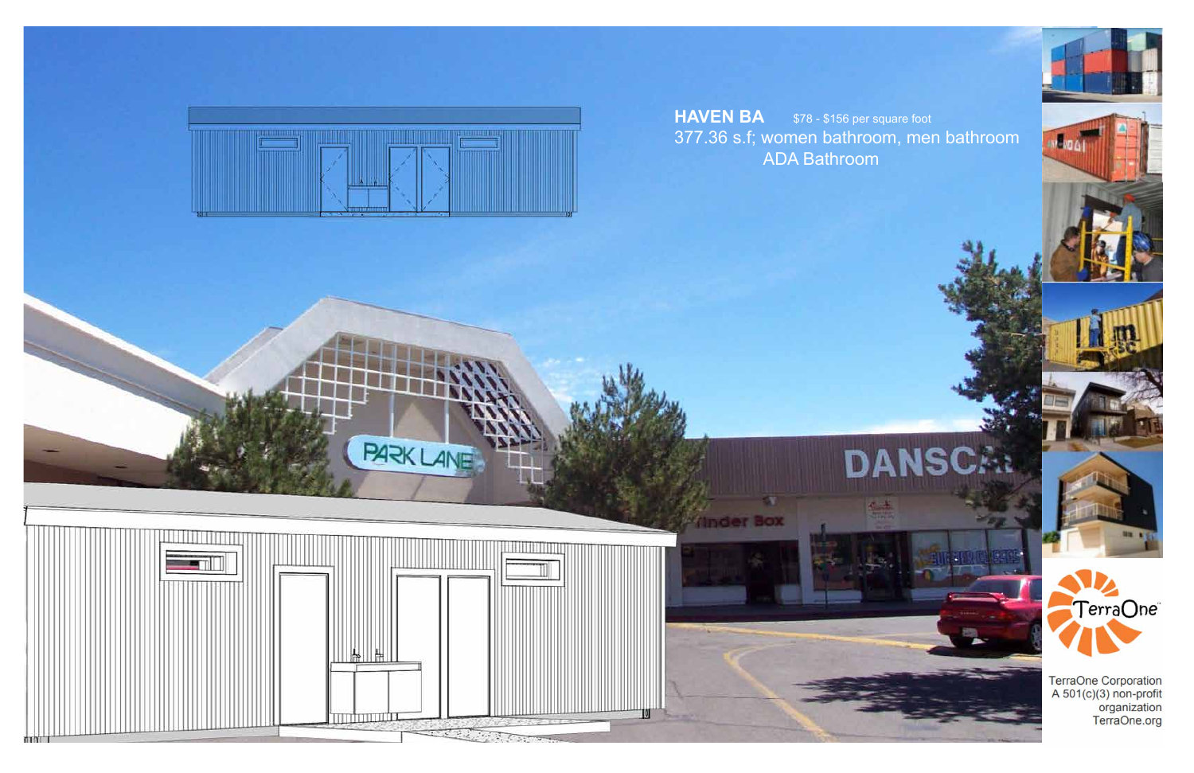**HAVEN BA** $78 - $156 per square foot

377.36 s.f; women bathroom, men bathroom

ADA Bathroom

TerraOne Corporation
A 501(c)(3) non-profit organization
TerraOne.org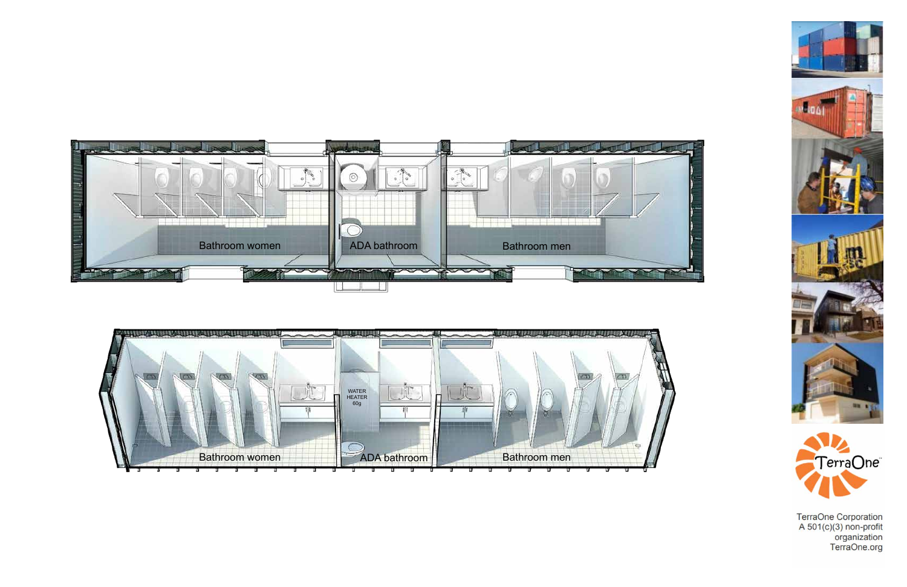Bathroom women

ADA bathroom

Bathroom men

WATER HEATER 60g

Bathroom women

ADA bathroom

Bathroom men

TerraOne

TerraOne Corporation
A 501(c)(3) non-profit organization
TerraOne.org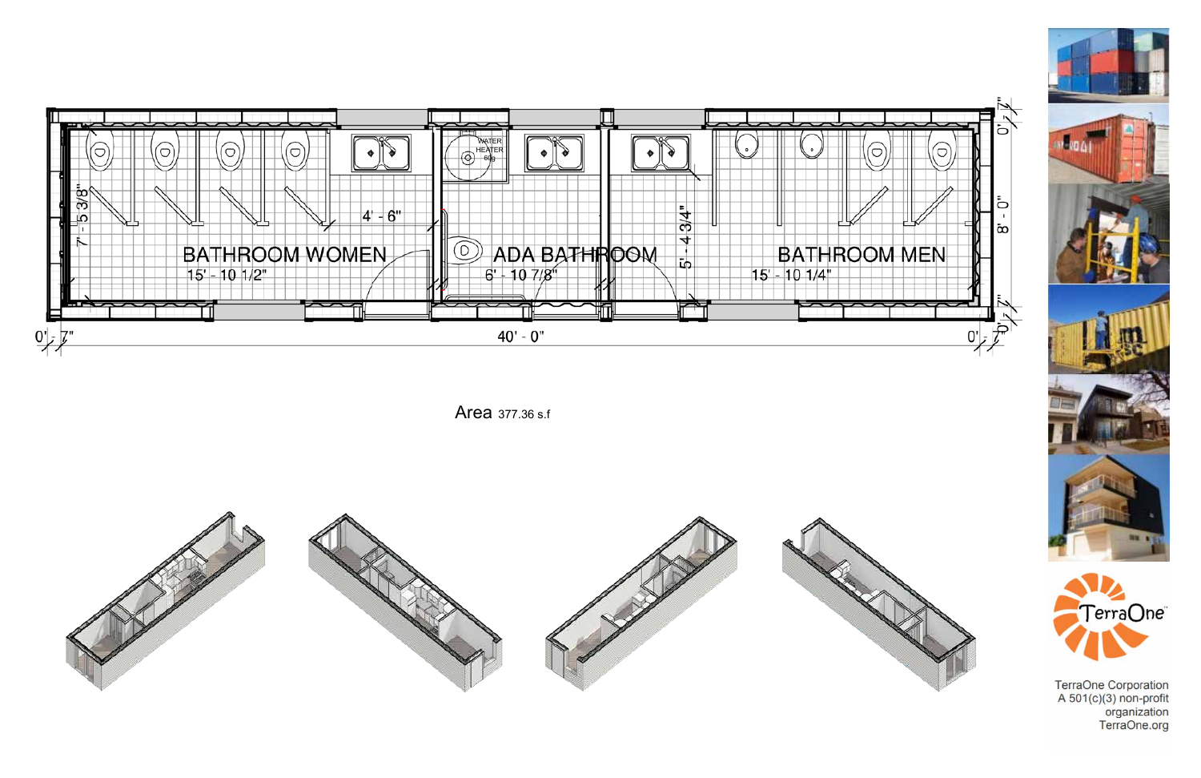BATHROOM WOMEN
15' - 10 1/2"

ADA BATHROOM
6' - 10 7/8"

BATHROOM MEN
15' - 10 1/4"

WATER HEATER 60g

4' - 6"

7' - 5 3/8"

5' - 4 3/4"

8' - 0"

0' - 7"

40' - 0"

Area 377.36 s.f

TerraOne

TerraOne Corporation
A 501(c)(3) non-profit organization
TerraOne.org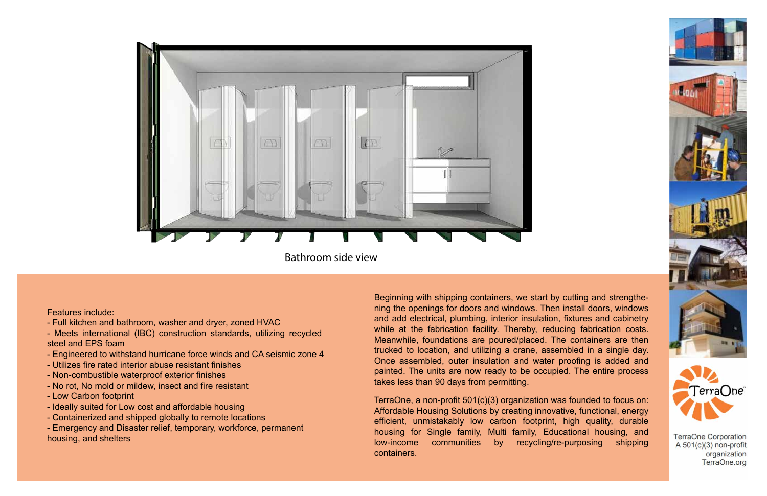Bathroom side view

Features include:

- Full kitchen and bathroom, washer and dryer, zoned HVAC
- Meets international (IBC) construction standards, utilizing recycled steel and EPS foam
- Engineered to withstand hurricane force winds and CA seismic zone 4
- Utilizes fire rated interior abuse resistant finishes
- Non-combustible waterproof exterior finishes
- No rot, No mold or mildew, insect and fire resistant
- Low Carbon footprint
- Ideally suited for Low cost and affordable housing
- Containerized and shipped globally to remote locations
- Emergency and Disaster relief, temporary, workforce, permanent housing, and shelters

Beginning with shipping containers, we start by cutting and strengthening the openings for doors and windows. Then install doors, windows and add electrical, plumbing, interior insulation, fixtures and cabinetry while at the fabrication facility. Thereby, reducing fabrication costs. Meanwhile, foundations are poured/placed. The containers are then trucked to location, and utilizing a crane, assembled in a single day. Once assembled, outer insulation and water proofing is added and painted. The units are now ready to be occupied. The entire process takes less than 90 days from permitting.

TerraOne, a non-profit 501(c)(3) organization was founded to focus on: Affordable Housing Solutions by creating innovative, functional, energy efficient, unmistakably low carbon footprint, high quality, durable housing for Single family, Multi family, Educational housing, and low-income communities by recycling/re-purposing shipping containers.

TerraOne

TerraOne Corporation
A 501(c)(3) non-profit organization
TerraOne.org